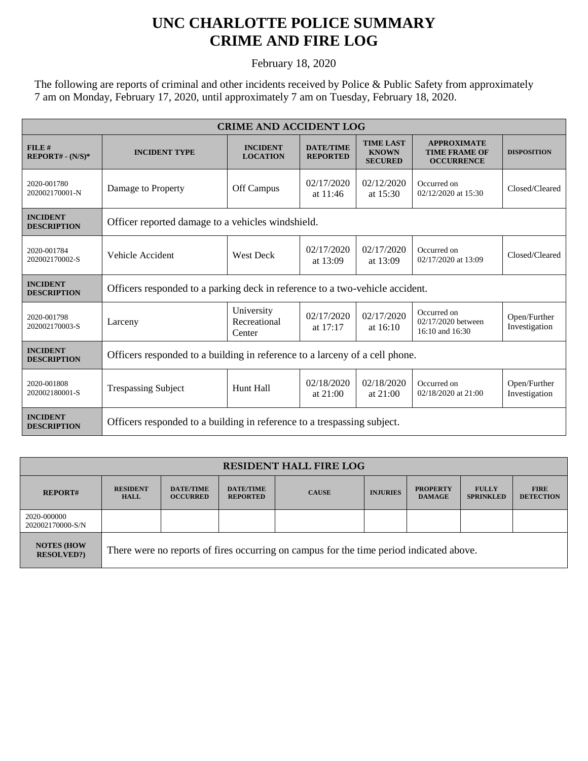# UNC CHARLOTTE POLICE SUMMARY
# CRIME AND FIRE LOG

February 18, 2020

The following are reports of criminal and other incidents received by Police & Public Safety from approximately 7 am on Monday, February 17, 2020, until approximately 7 am on Tuesday, February 18, 2020.

| CRIME AND ACCIDENT LOG | | | | | | |
|---|---|---|---|---|---|---|
| **FILE # REPORT# - (N/S)*** | **INCIDENT TYPE** | **INCIDENT LOCATION** | **DATE/TIME REPORTED** | **TIME LAST KNOWN SECURED** | **APPROXIMATE TIME FRAME OF OCCURRENCE** | **DISPOSITION** |
| 2020-001780 202002170001-N | Damage to Property | Off Campus | 02/17/2020 at 11:46 | 02/12/2020 at 15:30 | Occurred on 02/12/2020 at 15:30 | Closed/Cleared |
| **INCIDENT DESCRIPTION** | Officer reported damage to a vehicles windshield. | | | | | |
| 2020-001784 202002170002-S | Vehicle Accident | West Deck | 02/17/2020 at 13:09 | 02/17/2020 at 13:09 | Occurred on 02/17/2020 at 13:09 | Closed/Cleared |
| **INCIDENT DESCRIPTION** | Officers responded to a parking deck in reference to a two-vehicle accident. | | | | | |
| 2020-001798 202002170003-S | Larceny | University Recreational Center | 02/17/2020 at 17:17 | 02/17/2020 at 16:10 | Occurred on 02/17/2020 between 16:10 and 16:30 | Open/Further Investigation |
| **INCIDENT DESCRIPTION** | Officers responded to a building in reference to a larceny of a cell phone. | | | | | |
| 2020-001808 202002180001-S | Trespassing Subject | Hunt Hall | 02/18/2020 at 21:00 | 02/18/2020 at 21:00 | Occurred on 02/18/2020 at 21:00 | Open/Further Investigation |
| **INCIDENT DESCRIPTION** | Officers responded to a building in reference to a trespassing subject. | | | | | |

| RESIDENT HALL FIRE LOG | | | | | | | | |
|---|---|---|---|---|---|---|---|---|
| **REPORT#** | **RESIDENT HALL** | **DATE/TIME OCCURRED** | **DATE/TIME REPORTED** | **CAUSE** | **INJURIES** | **PROPERTY DAMAGE** | **FULLY SPRINKLED** | **FIRE DETECTION** |
| 2020-000000 202002170000-S/N | | | | | | | | |
| **NOTES (HOW RESOLVED?)** | There were no reports of fires occurring on campus for the time period indicated above. | | | | | | | |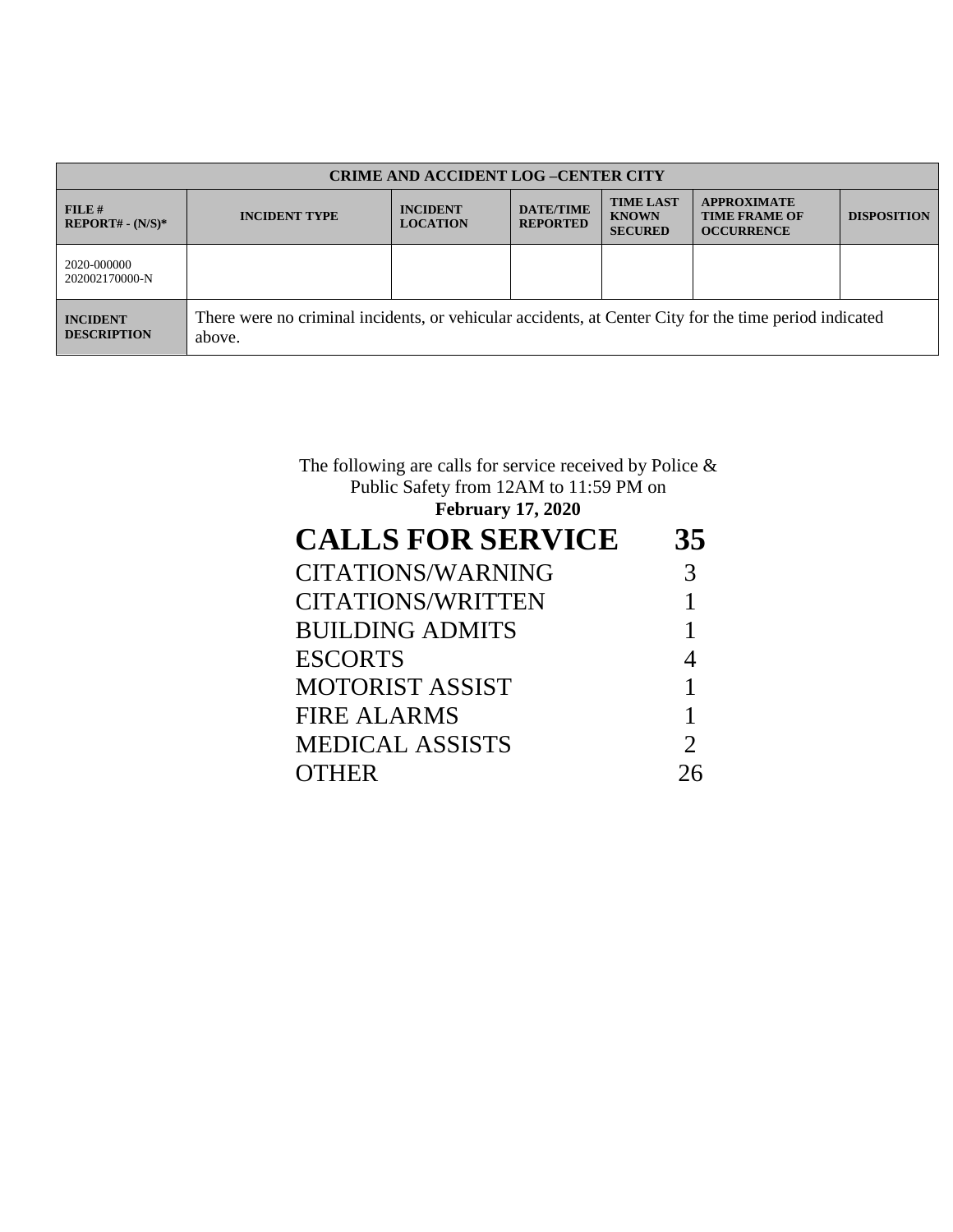| CRIME AND ACCIDENT LOG –CENTER CITY | | | | | | |
|---|---|---|---|---|---|---|
| **FILE # REPORT# - (N/S)*** | **INCIDENT TYPE** | **INCIDENT LOCATION** | **DATE/TIME REPORTED** | **TIME LAST KNOWN SECURED** | **APPROXIMATE TIME FRAME OF OCCURRENCE** | **DISPOSITION** |
| 2020-000000 202002170000-N | | | | | | |
| **INCIDENT DESCRIPTION** | There were no criminal incidents, or vehicular accidents, at Center City for the time period indicated above. | | | | | |

The following are calls for service received by Police & Public Safety from 12AM to 11:59 PM on

**February 17, 2020**

| | |
|---|---|
| **CALLS FOR SERVICE** | **35** |
| CITATIONS/WARNING | 3 |
| CITATIONS/WRITTEN | 1 |
| BUILDING ADMITS | 1 |
| ESCORTS | 4 |
| MOTORIST ASSIST | 1 |
| FIRE ALARMS | 1 |
| MEDICAL ASSISTS | 2 |
| OTHER | 26 |